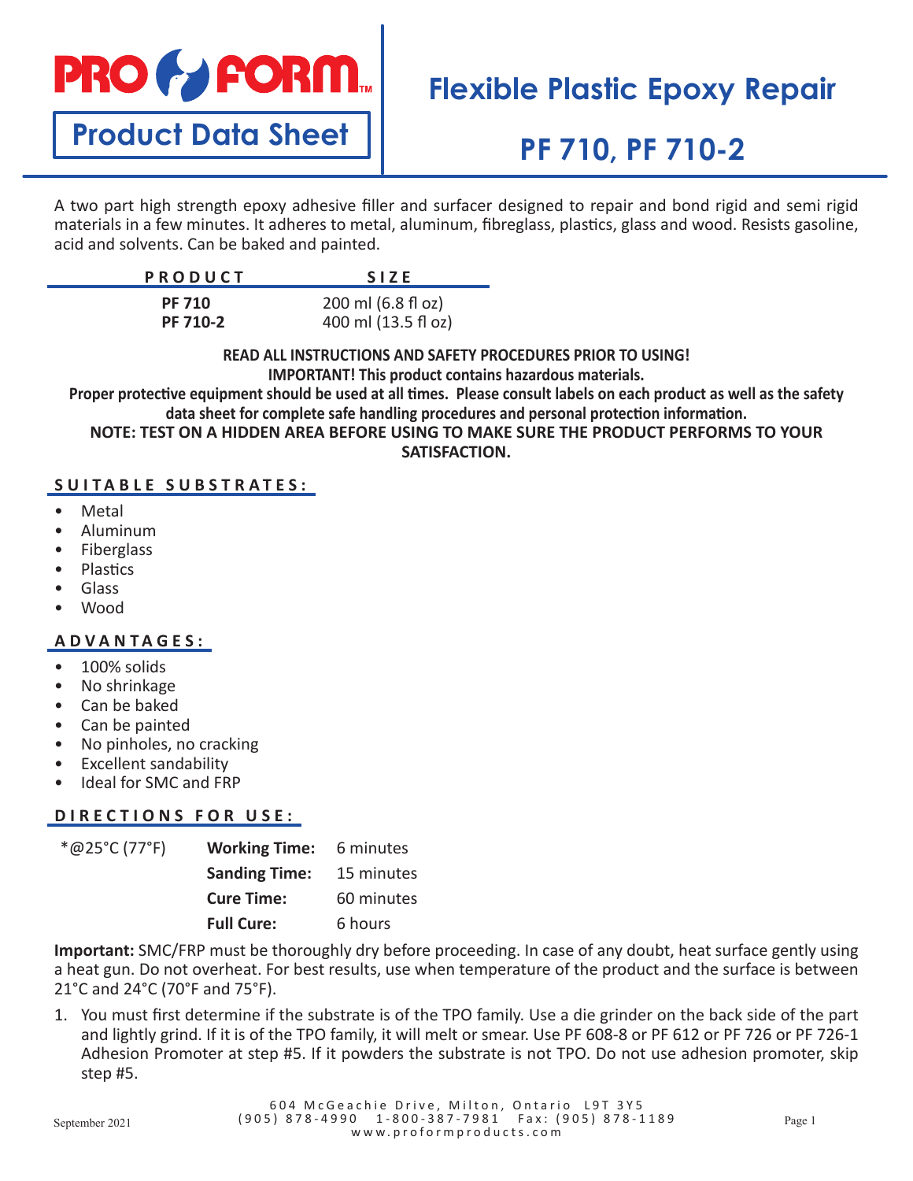# PRO FORM

## Product Data Sheet

# Flexible Plastic Epoxy Repair

# PF 710, PF 710-2

A two part high strength epoxy adhesive filler and surfacer designed to repair and bond rigid and semi rigid materials in a few minutes. It adheres to metal, aluminum, fibreglass, plastics, glass and wood. Resists gasoline, acid and solvents. Can be baked and painted.

| PRODUCT | SIZE |
|---|---|
| **PF 710** | 200 ml (6.8 fl oz) |
| **PF 710-2** | 400 ml (13.5 fl oz) |

**READ ALL INSTRUCTIONS AND SAFETY PROCEDURES PRIOR TO USING!**
**IMPORTANT! This product contains hazardous materials.**
**Proper protective equipment should be used at all times. Please consult labels on each product as well as the safety data sheet for complete safe handling procedures and personal protection information.**
**NOTE: TEST ON A HIDDEN AREA BEFORE USING TO MAKE SURE THE PRODUCT PERFORMS TO YOUR SATISFACTION.**

## SUITABLE SUBSTRATES:

- Metal
- Aluminum
- Fiberglass
- Plastics
- Glass
- Wood

## ADVANTAGES:

- 100% solids
- No shrinkage
- Can be baked
- Can be painted
- No pinholes, no cracking
- Excellent sandability
- Ideal for SMC and FRP

## DIRECTIONS FOR USE:

| *@25°C (77°F) | | |
|---|---|---|
| | **Working Time:** | 6 minutes |
| | **Sanding Time:** | 15 minutes |
| | **Cure Time:** | 60 minutes |
| | **Full Cure:** | 6 hours |

**Important:** SMC/FRP must be thoroughly dry before proceeding. In case of any doubt, heat surface gently using a heat gun. Do not overheat. For best results, use when temperature of the product and the surface is between 21°C and 24°C (70°F and 75°F).

1. You must first determine if the substrate is of the TPO family. Use a die grinder on the back side of the part and lightly grind. If it is of the TPO family, it will melt or smear. Use PF 608-8 or PF 612 or PF 726 or PF 726-1 Adhesion Promoter at step #5. If it powders the substrate is not TPO. Do not use adhesion promoter, skip step #5.

604 McGeachie Drive, Milton, Ontario L9T 3Y5
(905) 878-4990 1-800-387-7981 Fax: (905) 878-1189
www.proformproducts.com

September 2021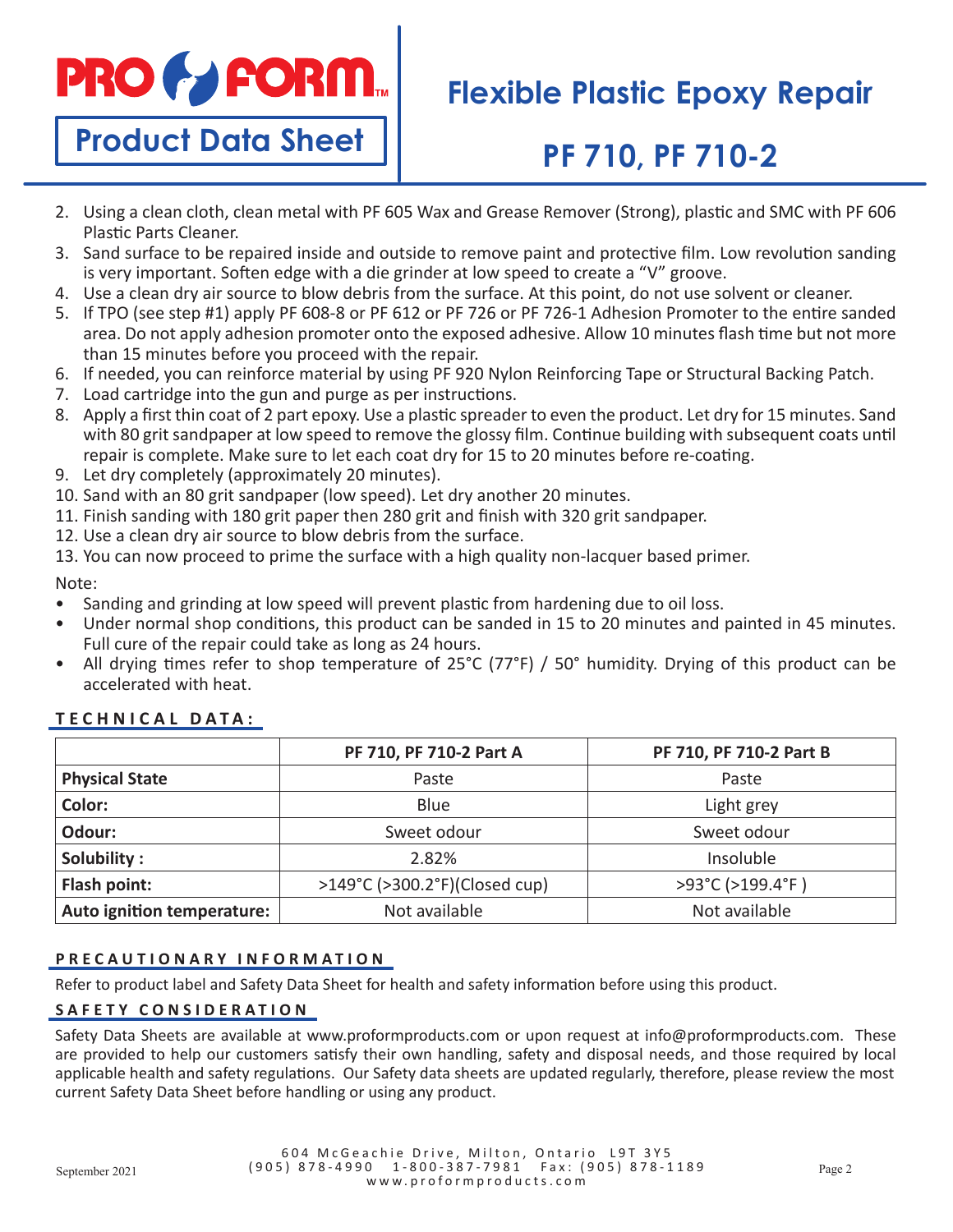2. Using a clean cloth, clean metal with PF 605 Wax and Grease Remover (Strong), plastic and SMC with PF 606 Plastic Parts Cleaner.
3. Sand surface to be repaired inside and outside to remove paint and protective film. Low revolution sanding is very important. Soften edge with a die grinder at low speed to create a “V” groove.
4. Use a clean dry air source to blow debris from the surface. At this point, do not use solvent or cleaner.
5. If TPO (see step #1) apply PF 608-8 or PF 612 or PF 726 or PF 726-1 Adhesion Promoter to the entire sanded area. Do not apply adhesion promoter onto the exposed adhesive. Allow 10 minutes flash time but not more than 15 minutes before you proceed with the repair.
6. If needed, you can reinforce material by using PF 920 Nylon Reinforcing Tape or Structural Backing Patch.
7. Load cartridge into the gun and purge as per instructions.
8. Apply a first thin coat of 2 part epoxy. Use a plastic spreader to even the product. Let dry for 15 minutes. Sand with 80 grit sandpaper at low speed to remove the glossy film. Continue building with subsequent coats until repair is complete. Make sure to let each coat dry for 15 to 20 minutes before re-coating.
9. Let dry completely (approximately 20 minutes).
10. Sand with an 80 grit sandpaper (low speed). Let dry another 20 minutes.
11. Finish sanding with 180 grit paper then 280 grit and finish with 320 grit sandpaper.
12. Use a clean dry air source to blow debris from the surface.
13. You can now proceed to prime the surface with a high quality non-lacquer based primer.

Note:

- Sanding and grinding at low speed will prevent plastic from hardening due to oil loss.
- Under normal shop conditions, this product can be sanded in 15 to 20 minutes and painted in 45 minutes. Full cure of the repair could take as long as 24 hours.
- All drying times refer to shop temperature of 25°C (77°F) / 50° humidity. Drying of this product can be accelerated with heat.

## TECHNICAL DATA:

| | PF 710, PF 710-2 Part A | PF 710, PF 710-2 Part B |
|---|---|---|
| **Physical State** | Paste | Paste |
| **Color:** | Blue | Light grey |
| **Odour:** | Sweet odour | Sweet odour |
| **Solubility :** | 2.82% | Insoluble |
| **Flash point:** | >149°C (>300.2°F)(Closed cup) | >93°C (>199.4°F ) |
| **Auto ignition temperature:** | Not available | Not available |

## PRECAUTIONARY INFORMATION

Refer to product label and Safety Data Sheet for health and safety information before using this product.

## SAFETY CONSIDERATION

Safety Data Sheets are available at www.proformproducts.com or upon request at info@proformproducts.com. These are provided to help our customers satisfy their own handling, safety and disposal needs, and those required by local applicable health and safety regulations. Our Safety data sheets are updated regularly, therefore, please review the most current Safety Data Sheet before handling or using any product.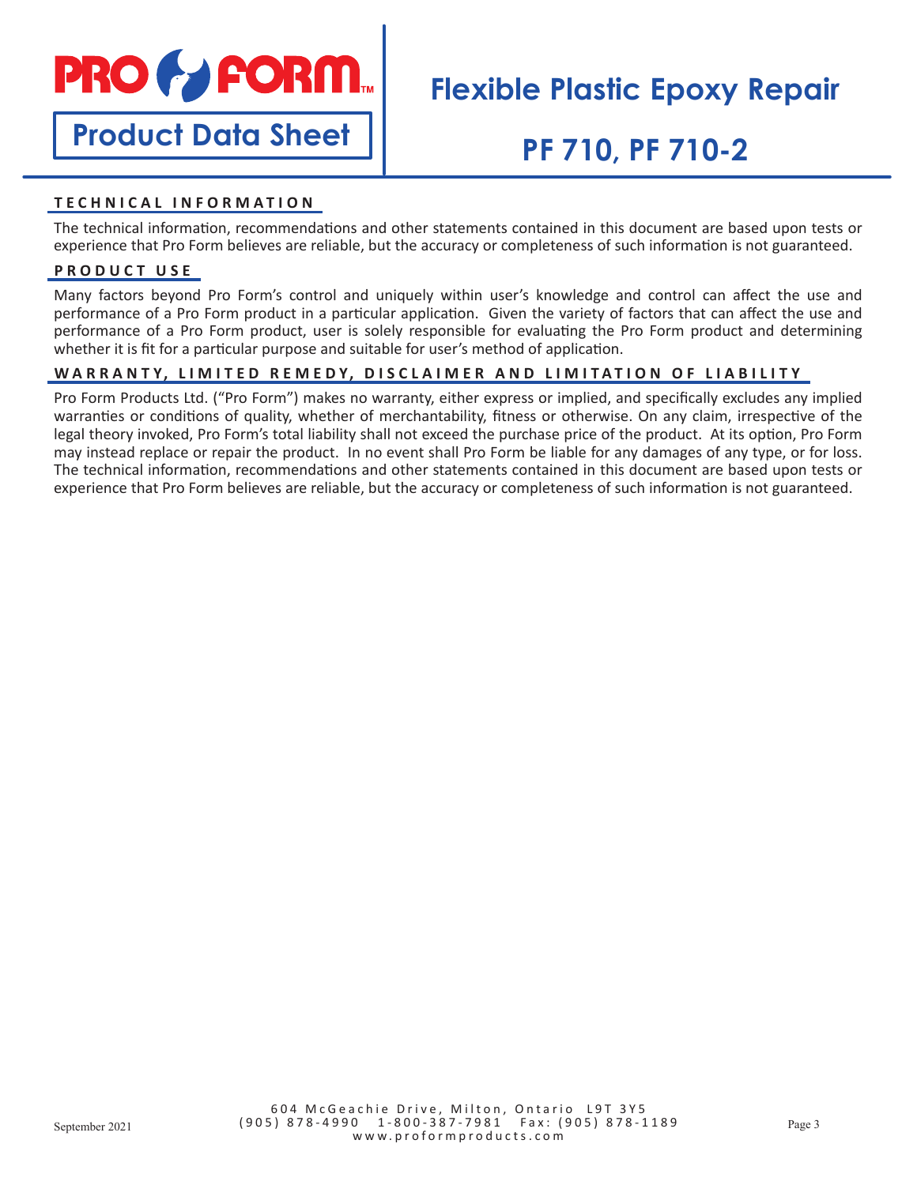# Flexible Plastic Epoxy Repair

## PF 710, PF 710-2

Product Data Sheet

### TECHNICAL INFORMATION

The technical information, recommendations and other statements contained in this document are based upon tests or experience that Pro Form believes are reliable, but the accuracy or completeness of such information is not guaranteed.

### PRODUCT USE

Many factors beyond Pro Form's control and uniquely within user's knowledge and control can affect the use and performance of a Pro Form product in a particular application. Given the variety of factors that can affect the use and performance of a Pro Form product, user is solely responsible for evaluating the Pro Form product and determining whether it is fit for a particular purpose and suitable for user's method of application.

### WARRANTY, LIMITED REMEDY, DISCLAIMER AND LIMITATION OF LIABILITY

Pro Form Products Ltd. ("Pro Form") makes no warranty, either express or implied, and specifically excludes any implied warranties or conditions of quality, whether of merchantability, fitness or otherwise. On any claim, irrespective of the legal theory invoked, Pro Form's total liability shall not exceed the purchase price of the product. At its option, Pro Form may instead replace or repair the product. In no event shall Pro Form be liable for any damages of any type, or for loss. The technical information, recommendations and other statements contained in this document are based upon tests or experience that Pro Form believes are reliable, but the accuracy or completeness of such information is not guaranteed.

September 2021

604 McGeachie Drive, Milton, Ontario L9T 3Y5
(905) 878-4990 1-800-387-7981 Fax: (905) 878-1189
www.proformproducts.com